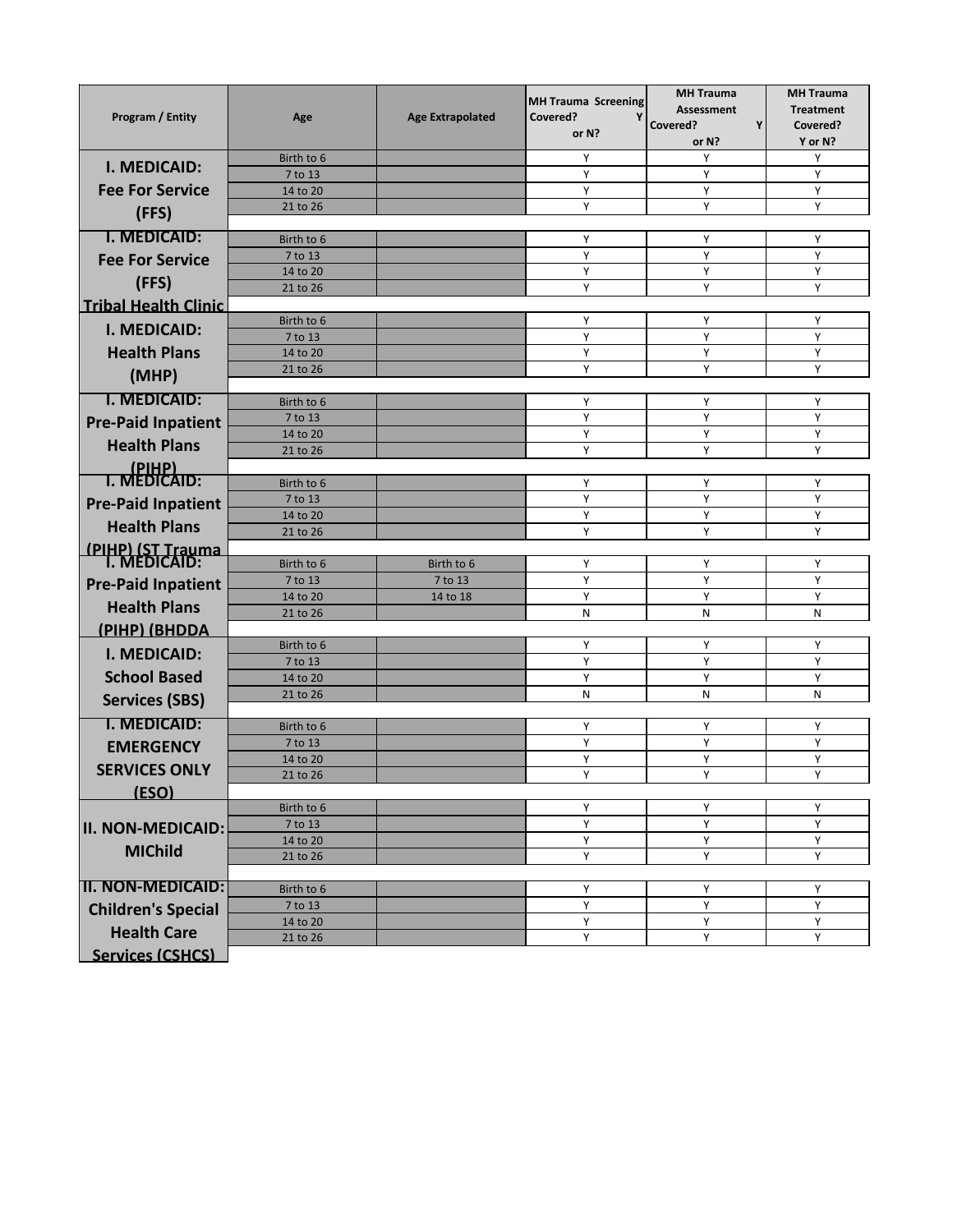| Program / Entity | Age | Age Extrapolated | MH Trauma Screening Covered? Y or N? | MH Trauma Assessment Covered? Y or N? | MH Trauma Treatment Covered? Y or N? |
|---|---|---|---|---|---|
| I. MEDICAID: Fee For Service (FFS) | Birth to 6 | | Y | Y | Y |
| | 7 to 13 | | Y | Y | Y |
| | 14 to 20 | | Y | Y | Y |
| | 21 to 26 | | Y | Y | Y |
| I. MEDICAID: Fee For Service (FFS) Tribal Health Clinic | Birth to 6 | | Y | Y | Y |
| | 7 to 13 | | Y | Y | Y |
| | 14 to 20 | | Y | Y | Y |
| | 21 to 26 | | Y | Y | Y |
| I. MEDICAID: Health Plans (MHP) | Birth to 6 | | Y | Y | Y |
| | 7 to 13 | | Y | Y | Y |
| | 14 to 20 | | Y | Y | Y |
| | 21 to 26 | | Y | Y | Y |
| I. MEDICAID: Pre-Paid Inpatient Health Plans (PIHP) | Birth to 6 | | Y | Y | Y |
| | 7 to 13 | | Y | Y | Y |
| | 14 to 20 | | Y | Y | Y |
| | 21 to 26 | | Y | Y | Y |
| I. MEDICAID: Pre-Paid Inpatient Health Plans (PIHP) (ST Trauma | Birth to 6 | | Y | Y | Y |
| | 7 to 13 | | Y | Y | Y |
| | 14 to 20 | | Y | Y | Y |
| | 21 to 26 | | Y | Y | Y |
| I. MEDICAID: Pre-Paid Inpatient Health Plans (PIHP) (BHDDA | Birth to 6 | Birth to 6 | Y | Y | Y |
| | 7 to 13 | 7 to 13 | Y | Y | Y |
| | 14 to 20 | 14 to 18 | Y | Y | Y |
| | 21 to 26 | | N | N | N |
| I. MEDICAID: School Based Services (SBS) | Birth to 6 | | Y | Y | Y |
| | 7 to 13 | | Y | Y | Y |
| | 14 to 20 | | Y | Y | Y |
| | 21 to 26 | | N | N | N |
| I. MEDICAID: EMERGENCY SERVICES ONLY (ESO) | Birth to 6 | | Y | Y | Y |
| | 7 to 13 | | Y | Y | Y |
| | 14 to 20 | | Y | Y | Y |
| | 21 to 26 | | Y | Y | Y |
| II. NON-MEDICAID: MIChild | Birth to 6 | | Y | Y | Y |
| | 7 to 13 | | Y | Y | Y |
| | 14 to 20 | | Y | Y | Y |
| | 21 to 26 | | Y | Y | Y |
| II. NON-MEDICAID: Children's Special Health Care Services (CSHCS) | Birth to 6 | | Y | Y | Y |
| | 7 to 13 | | Y | Y | Y |
| | 14 to 20 | | Y | Y | Y |
| | 21 to 26 | | Y | Y | Y |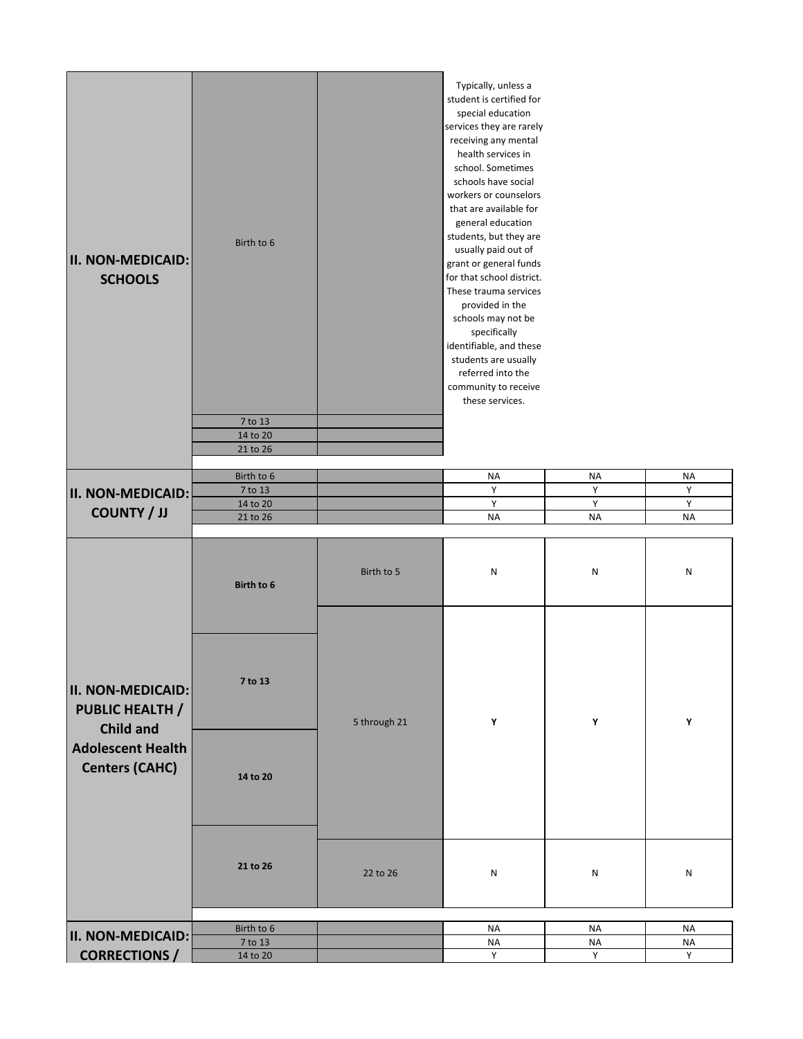| | | | | | |
|---|---|---|---|---|---|
| **II. NON-MEDICAID: SCHOOLS** | Birth to 6 | | Typically, unless a student is certified for special education services they are rarely receiving any mental health services in school. Sometimes schools have social workers or counselors that are available for general education students, but they are usually paid out of grant or general funds for that school district. These trauma services provided in the schools may not be specifically identifiable, and these students are usually referred into the community to receive these services. | | |
| | 7 to 13 | | | | |
| | 14 to 20 | | | | |
| | 21 to 26 | | | | |
| **II. NON-MEDICAID: COUNTY / JJ** | Birth to 6 | | NA | NA | NA |
| | 7 to 13 | | Y | Y | Y |
| | 14 to 20 | | Y | Y | Y |
| | 21 to 26 | | NA | NA | NA |
| **II. NON-MEDICAID: PUBLIC HEALTH / Child and Adolescent Health Centers (CAHC)** | **Birth to 6** | Birth to 5 | N | N | N |
| | **7 to 13** | 5 through 21 | **Y** | **Y** | **Y** |
| | **14 to 20** | | | | |
| | **21 to 26** | 22 to 26 | N | N | N |
| **II. NON-MEDICAID: CORRECTIONS /** | Birth to 6 | | NA | NA | NA |
| | 7 to 13 | | NA | NA | NA |
| | 14 to 20 | | Y | Y | Y |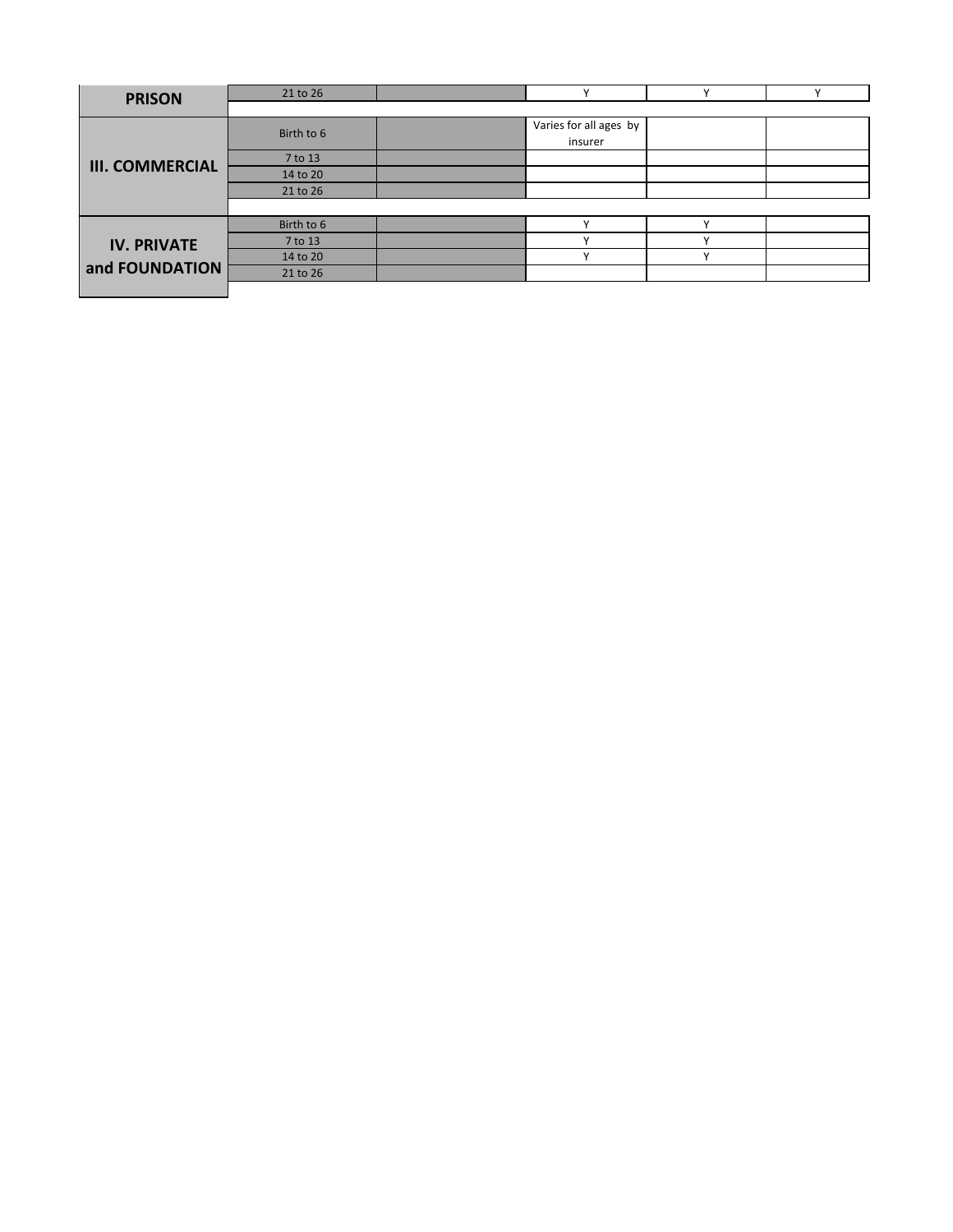| | | | | | |
|---|---|---|---|---|---|
| **PRISON** | 21 to 26 | | Y | Y | Y |
| **III. COMMERCIAL** | Birth to 6 | | Varies for all ages by insurer | | |
| | 7 to 13 | | | | |
| | 14 to 20 | | | | |
| | 21 to 26 | | | | |
| **IV. PRIVATE and FOUNDATION** | Birth to 6 | | Y | Y | |
| | 7 to 13 | | Y | Y | |
| | 14 to 20 | | Y | Y | |
| | 21 to 26 | | | | |